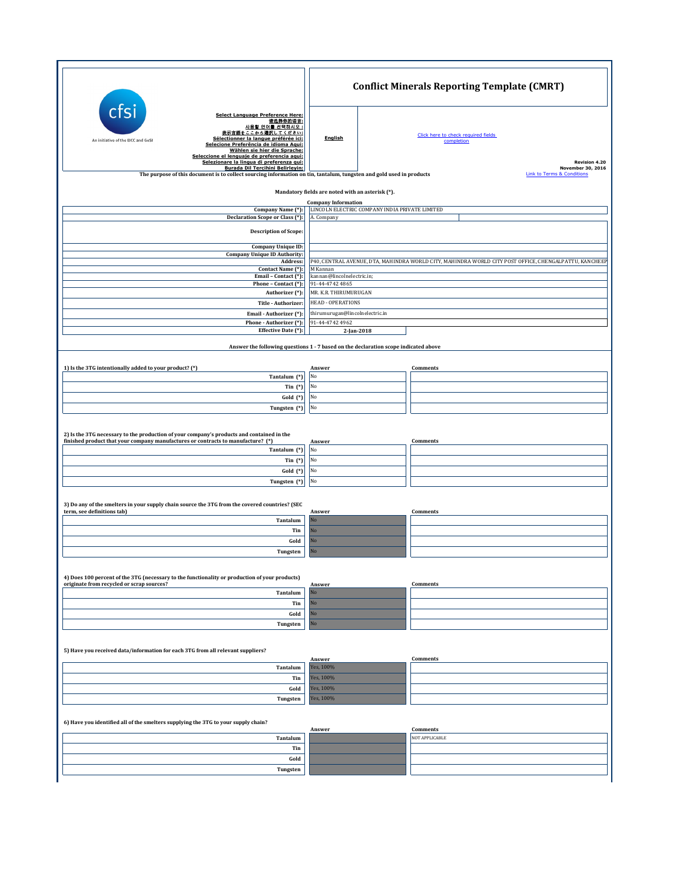# Conflict Minerals Reporting Template (CMRT)

cfsi
An initiative of the EICC and GeSI

Select Language Preference Here:
请选择你的语言:
사용할 언어를 선택하시오 :
表示言語をここから選択してください:
Sélectionner la langue préférée ici:
Selecione Preferência de idioma Aqui:
Wählen sie hier die Sprache:
Seleccione el lenguaje de preferencia aqui:
Selezionare la lingua di preferenza qui:
Burada Dil Tercihini Belirleyin:

**English**

Click here to check required fields completion

Revision 4.20
November 30, 2016
Link to Terms & Conditions

The purpose of this document is to collect sourcing information on tin, tantalum, tungsten and gold used in products

Mandatory fields are noted with an asterisk (*).

**Company Information**

| | |
|---|---|
| Company Name (*): | LINCOLN ELECTRIC COMPANY INDIA PRIVATE LIMITED |
| Declaration Scope or Class (*): | A. Company |
| Description of Scope: | |
| Company Unique ID: | |
| Company Unique ID Authority: | |
| Address: | P40, CENTRAL AVENUE, DTA, MAHINDRA WORLD CITY, MAHINDRA WORLD CITY POST OFFICE, CHENGALPATTU, KANCHEEP |
| Contact Name (*): | M Kannan |
| Email – Contact (*): | kannan@lincolnelectric.in; |
| Phone – Contact (*): | 91-44-4742 4865 |
| Authorizer (*): | MR. K.R. THIRUMURUGAN |
| Title - Authorizer: | HEAD - OPERATIONS |
| Email - Authorizer (*): | thirumurugan@lincolnelectric.in |
| Phone - Authorizer (*): | 91-44-4742 4962 |
| Effective Date (*): | 2-Jan-2018 |

Answer the following questions 1 - 7 based on the declaration scope indicated above

**1) Is the 3TG intentionally added to your product? (*)**

| | Answer | Comments |
|---|---|---|
| Tantalum (*) | No | |
| Tin (*) | No | |
| Gold (*) | No | |
| Tungsten (*) | No | |

**2) Is the 3TG necessary to the production of your company's products and contained in the finished product that your company manufactures or contracts to manufacture? (*)**

| | Answer | Comments |
|---|---|---|
| Tantalum (*) | No | |
| Tin (*) | No | |
| Gold (*) | No | |
| Tungsten (*) | No | |

**3) Do any of the smelters in your supply chain source the 3TG from the covered countries? (SEC term, see definitions tab)**

| | Answer | Comments |
|---|---|---|
| Tantalum | No | |
| Tin | No | |
| Gold | No | |
| Tungsten | No | |

**4) Does 100 percent of the 3TG (necessary to the functionality or production of your products) originate from recycled or scrap sources?**

| | Answer | Comments |
|---|---|---|
| Tantalum | No | |
| Tin | No | |
| Gold | No | |
| Tungsten | No | |

**5) Have you received data/information for each 3TG from all relevant suppliers?**

| | Answer | Comments |
|---|---|---|
| Tantalum | Yes, 100% | |
| Tin | Yes, 100% | |
| Gold | Yes, 100% | |
| Tungsten | Yes, 100% | |

**6) Have you identified all of the smelters supplying the 3TG to your supply chain?**

| | Answer | Comments |
|---|---|---|
| Tantalum | | NOT APPLICABLE |
| Tin | | |
| Gold | | |
| Tungsten | | |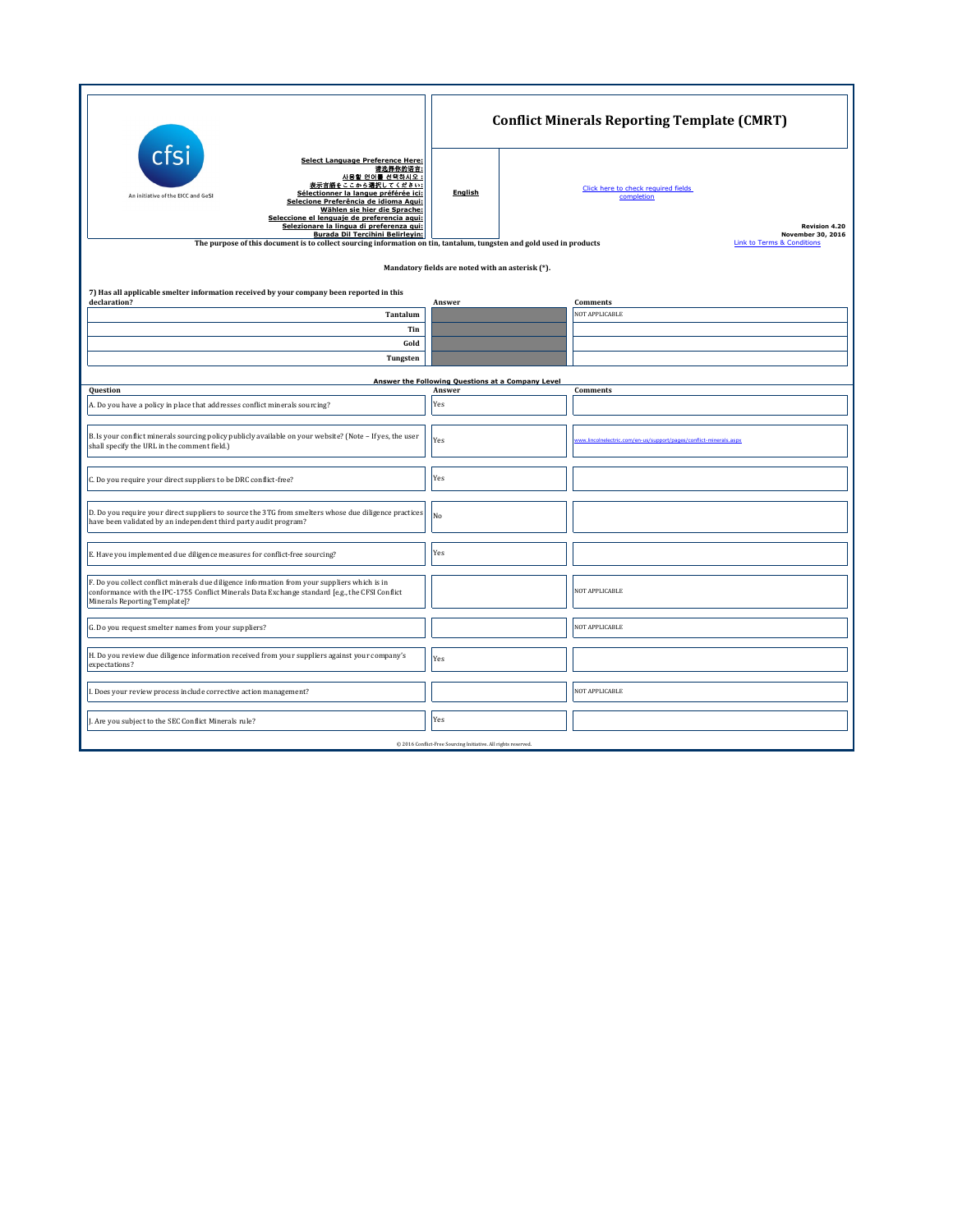# Conflict Minerals Reporting Template (CMRT)

cfsi

An initiative of the EICC and GeSI

**Select Language Preference Here:**
**请选择你的语言:**
**사용할 언어를 선택하시오 :**
**表示言語をここから選択してください:**
**Sélectionner la langue préférée ici:**
**Selecione Preferência de idioma Aqui:**
**Wählen sie hier die Sprache:**
**Seleccione el lenguaje de preferencia aqui:**
**Selezionare la lingua di preferenza qui:**
**Burada Dil Tercihini Belirleyin:**

**English**

Click here to check required fields completion

**Revision 4.20**
**November 30, 2016**

Link to Terms & Conditions

**The purpose of this document is to collect sourcing information on tin, tantalum, tungsten and gold used in products**

**Mandatory fields are noted with an asterisk (*).**

| 7) Has all applicable smelter information received by your company been reported in this declaration? | Answer | Comments |
|---|---|---|
| Tantalum | | NOT APPLICABLE |
| Tin | | |
| Gold | | |
| Tungsten | | |

**Answer the Following Questions at a Company Level**

| Question | Answer | Comments |
|---|---|---|
| A. Do you have a policy in place that addresses conflict minerals sourcing? | Yes | |
| B. Is your conflict minerals sourcing policy publicly available on your website? (Note – If yes, the user shall specify the URL in the comment field.) | Yes | www.lincolnelectric.com/en-us/support/pages/conflict-minerals.aspx |
| C. Do you require your direct suppliers to be DRC conflict-free? | Yes | |
| D. Do you require your direct suppliers to source the 3TG from smelters whose due diligence practices have been validated by an independent third party audit program? | No | |
| E. Have you implemented due diligence measures for conflict-free sourcing? | Yes | |
| F. Do you collect conflict minerals due diligence information from your suppliers which is in conformance with the IPC-1755 Conflict Minerals Data Exchange standard [e.g., the CFSI Conflict Minerals Reporting Template]? | | NOT APPLICABLE |
| G. Do you request smelter names from your suppliers? | | NOT APPLICABLE |
| H. Do you review due diligence information received from your suppliers against your company's expectations? | Yes | |
| I. Does your review process include corrective action management? | | NOT APPLICABLE |
| J. Are you subject to the SEC Conflict Minerals rule? | Yes | |

© 2016 Conflict-Free Sourcing Initiative. All rights reserved.